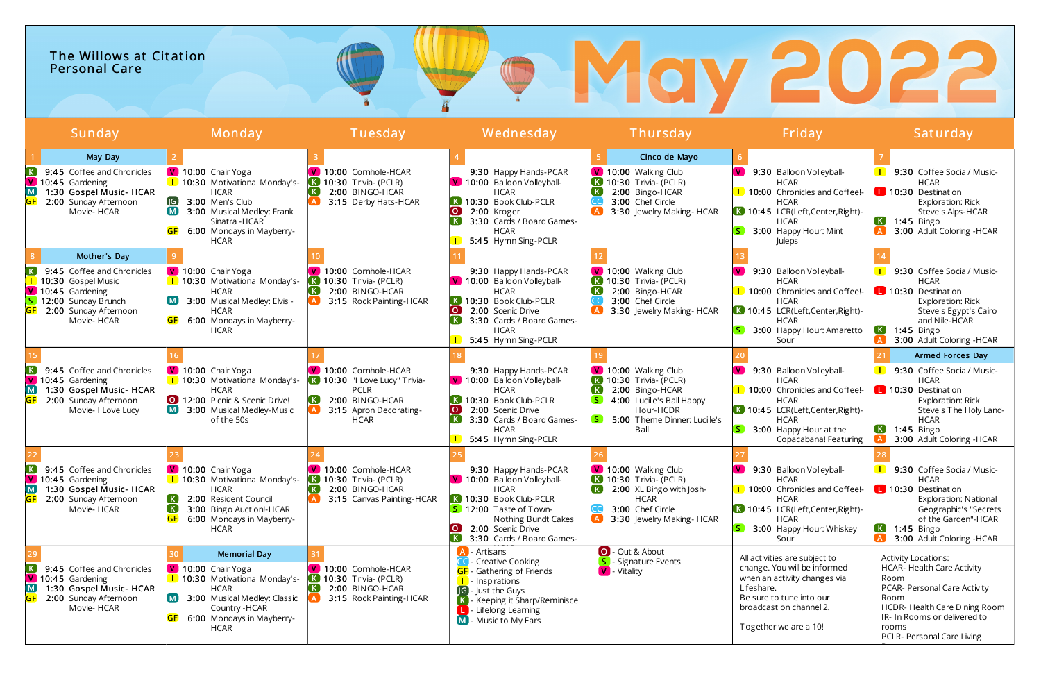The Willows at Citation
Personal Care

# May 2022

| Sunday | Monday | Tuesday | Wednesday | Thursday | Friday | Saturday |
|---|---|---|---|---|---|---|
| **1** May Day<br>K 9:45 Coffee and Chronicles<br>V 10:45 Gardening<br>M 1:30 Gospel Music- HCAR<br>GF 2:00 Sunday Afternoon Movie- HCAR | **2**<br>V 10:00 Chair Yoga<br>I 10:30 Motivational Monday's-HCAR<br>JG 3:00 Men's Club<br>M 3:00 Musical Medley: Frank Sinatra -HCAR<br>GF 6:00 Mondays in Mayberry-HCAR | **3**<br>V 10:00 Cornhole-HCAR<br>K 10:30 Trivia- (PCLR)<br>K 2:00 BINGO-HCAR<br>A 3:15 Derby Hats-HCAR | **4**<br>9:30 Happy Hands-PCAR<br>V 10:00 Balloon Volleyball-HCAR<br>K 10:30 Book Club-PCLR<br>O 2:00 Kroger<br>K 3:30 Cards / Board Games-HCAR<br>I 5:45 Hymn Sing-PCLR | **5** Cinco de Mayo<br>V 10:00 Walking Club<br>K 10:30 Trivia- (PCLR)<br>K 2:00 Bingo-HCAR<br>CC 3:00 Chef Circle<br>A 3:30 Jewelry Making- HCAR | **6**<br>V 9:30 Balloon Volleyball-HCAR<br>I 10:00 Chronicles and Coffee!-HCAR<br>K 10:45 LCR(Left,Center,Right)-HCAR<br>S 3:00 Happy Hour: Mint Juleps | **7**<br>I 9:30 Coffee Social/ Music-HCAR<br>L 10:30 Destination Exploration: Rick Steve's Alps-HCAR<br>K 1:45 Bingo<br>A 3:00 Adult Coloring -HCAR |
| **8** Mother's Day<br>K 9:45 Coffee and Chronicles<br>I 10:30 Gospel Music<br>V 10:45 Gardening<br>S 12:00 Sunday Brunch<br>GF 2:00 Sunday Afternoon Movie- HCAR | **9**<br>V 10:00 Chair Yoga<br>I 10:30 Motivational Monday's-HCAR<br>M 3:00 Musical Medley: Elvis -HCAR<br>GF 6:00 Mondays in Mayberry-HCAR | **10**<br>V 10:00 Cornhole-HCAR<br>K 10:30 Trivia- (PCLR)<br>K 2:00 BINGO-HCAR<br>A 3:15 Rock Painting-HCAR | **11**<br>9:30 Happy Hands-PCAR<br>V 10:00 Balloon Volleyball-HCAR<br>K 10:30 Book Club-PCLR<br>O 2:00 Scenic Drive<br>K 3:30 Cards / Board Games-HCAR<br>I 5:45 Hymn Sing-PCLR | **12**<br>V 10:00 Walking Club<br>K 10:30 Trivia- (PCLR)<br>K 2:00 Bingo-HCAR<br>CC 3:00 Chef Circle<br>A 3:30 Jewelry Making- HCAR | **13**<br>V 9:30 Balloon Volleyball-HCAR<br>I 10:00 Chronicles and Coffee!-HCAR<br>K 10:45 LCR(Left,Center,Right)-HCAR<br>S 3:00 Happy Hour: Amaretto Sour | **14**<br>I 9:30 Coffee Social/ Music-HCAR<br>L 10:30 Destination Exploration: Rick Steve's Egypt's Cairo and Nile-HCAR<br>K 1:45 Bingo<br>A 3:00 Adult Coloring -HCAR |
| **15**<br>K 9:45 Coffee and Chronicles<br>V 10:45 Gardening<br>M 1:30 Gospel Music- HCAR<br>GF 2:00 Sunday Afternoon Movie- I Love Lucy | **16**<br>V 10:00 Chair Yoga<br>I 10:30 Motivational Monday's-HCAR<br>O 12:00 Picnic & Scenic Drive!<br>M 3:00 Musical Medley-Music of the 50s | **17**<br>V 10:00 Cornhole-HCAR<br>K 10:30 "I Love Lucy" Trivia-PCLR<br>K 2:00 BINGO-HCAR<br>A 3:15 Apron Decorating-HCAR | **18**<br>9:30 Happy Hands-PCAR<br>V 10:00 Balloon Volleyball-HCAR<br>K 10:30 Book Club-PCLR<br>O 2:00 Scenic Drive<br>K 3:30 Cards / Board Games-HCAR<br>I 5:45 Hymn Sing-PCLR | **19**<br>V 10:00 Walking Club<br>K 10:30 Trivia- (PCLR)<br>K 2:00 Bingo-HCAR<br>S 4:00 Lucille's Ball Happy Hour-HCDR<br>S 5:00 Theme Dinner: Lucille's Ball | **20**<br>V 9:30 Balloon Volleyball-HCAR<br>I 10:00 Chronicles and Coffee!-HCAR<br>K 10:45 LCR(Left,Center,Right)-HCAR<br>S 3:00 Happy Hour at the Copacabana! Featuring | **21** Armed Forces Day<br>I 9:30 Coffee Social/ Music-HCAR<br>L 10:30 Destination Exploration: Rick Steve's The Holy Land-HCAR<br>K 1:45 Bingo<br>A 3:00 Adult Coloring -HCAR |
| **22**<br>K 9:45 Coffee and Chronicles<br>V 10:45 Gardening<br>M 1:30 Gospel Music- HCAR<br>GF 2:00 Sunday Afternoon Movie- HCAR | **23**<br>V 10:00 Chair Yoga<br>I 10:30 Motivational Monday's-HCAR<br>K 2:00 Resident Council<br>K 3:00 Bingo Auction!-HCAR<br>GF 6:00 Mondays in Mayberry-HCAR | **24**<br>V 10:00 Cornhole-HCAR<br>K 10:30 Trivia- (PCLR)<br>K 2:00 BINGO-HCAR<br>A 3:15 Canvas Painting-HCAR | **25**<br>9:30 Happy Hands-PCAR<br>V 10:00 Balloon Volleyball-HCAR<br>K 10:30 Book Club-PCLR<br>S 12:00 Taste of Town-Nothing Bundt Cakes<br>O 2:00 Scenic Drive<br>K 3:30 Cards / Board Games- | **26**<br>V 10:00 Walking Club<br>K 10:30 Trivia- (PCLR)<br>K 2:00 XL Bingo with Josh-HCAR<br>CC 3:00 Chef Circle<br>A 3:30 Jewelry Making- HCAR | **27**<br>V 9:30 Balloon Volleyball-HCAR<br>I 10:00 Chronicles and Coffee!-HCAR<br>K 10:45 LCR(Left,Center,Right)-HCAR<br>S 3:00 Happy Hour: Whiskey Sour | **28**<br>I 9:30 Coffee Social/ Music-HCAR<br>L 10:30 Destination Exploration: National Geographic's "Secrets of the Garden"-HCAR<br>K 1:45 Bingo<br>A 3:00 Adult Coloring -HCAR |
| **29**<br>K 9:45 Coffee and Chronicles<br>V 10:45 Gardening<br>M 1:30 Gospel Music- HCAR<br>GF 2:00 Sunday Afternoon Movie- HCAR | **30** Memorial Day<br>V 10:00 Chair Yoga<br>I 10:30 Motivational Monday's-HCAR<br>M 3:00 Musical Medley: Classic Country -HCAR<br>GF 6:00 Mondays in Mayberry-HCAR | **31**<br>V 10:00 Cornhole-HCAR<br>K 10:30 Trivia- (PCLR)<br>K 2:00 BINGO-HCAR<br>A 3:15 Rock Painting-HCAR | A - Artisans<br>CC - Creative Cooking<br>GF - Gathering of Friends<br>I - Inspirations<br>JG - Just the Guys<br>K - Keeping it Sharp/Reminisce<br>L - Lifelong Learning<br>M - Music to My Ears | O - Out & About<br>S - Signature Events<br>V - Vitality | All activities are subject to change. You will be informed when an activity changes via Lifeshare.<br>Be sure to tune into our broadcast on channel 2.<br><br>Together we are a 10! | Activity Locations:<br>HCAR- Health Care Activity Room<br>PCAR- Personal Care Activity Room<br>HCDR- Health Care Dining Room<br>IR- In Rooms or delivered to rooms<br>PCLR- Personal Care Living |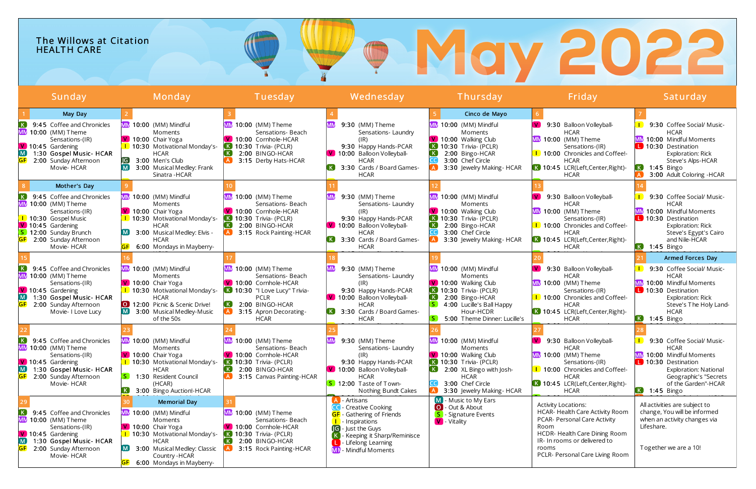The Willows at Citation
HEALTH CARE

# May 2022

| Sunday | Monday | Tuesday | Wednesday | Thursday | Friday | Saturday |
|---|---|---|---|---|---|---|
| **1** May Day<br>K 9:45 Coffee and Chronicles<br>MM 10:00 (MM) Theme Sensations-(IR)<br>V 10:45 Gardening<br>M 1:30 Gospel Music- HCAR<br>GF 2:00 Sunday Afternoon Movie- HCAR | **2**<br>MM 10:00 (MM) Mindful Moments<br>V 10:00 Chair Yoga<br>I 10:30 Motivational Monday's-HCAR<br>JG 3:00 Men's Club<br>M 3:00 Musical Medley: Frank Sinatra -HCAR | **3**<br>MM 10:00 (MM) Theme Sensations- Beach<br>V 10:00 Cornhole-HCAR<br>K 10:30 Trivia- (PCLR)<br>K 2:00 BINGO-HCAR<br>A 3:15 Derby Hats-HCAR | **4**<br>MM 9:30 (MM) Theme Sensations- Laundry (IR)<br>9:30 Happy Hands-PCAR<br>V 10:00 Balloon Volleyball-HCAR<br>K 3:30 Cards / Board Games-HCAR | **5** Cinco de Mayo<br>MM 10:00 (MM) Mindful Moments<br>V 10:00 Walking Club<br>K 10:30 Trivia- (PCLR)<br>K 2:00 Bingo-HCAR<br>CC 3:00 Chef Circle<br>A 3:30 Jewelry Making- HCAR | **6**<br>V 9:30 Balloon Volleyball-HCAR<br>MM 10:00 (MM) Theme Sensations-(IR)<br>I 10:00 Chronicles and Coffee!-HCAR<br>K 10:45 LCR(Left,Center,Right)-HCAR | **7**<br>I 9:30 Coffee Social/ Music-HCAR<br>MM 10:00 Mindful Moments<br>L 10:30 Destination Exploration: Rick Steve's Alps-HCAR<br>K 1:45 Bingo<br>A 3:00 Adult Coloring -HCAR |
| **8** Mother's Day<br>K 9:45 Coffee and Chronicles<br>MM 10:00 (MM) Theme Sensations-(IR)<br>I 10:30 Gospel Music<br>V 10:45 Gardening<br>S 12:00 Sunday Brunch<br>GF 2:00 Sunday Afternoon Movie- HCAR | **9**<br>MM 10:00 (MM) Mindful Moments<br>V 10:00 Chair Yoga<br>I 10:30 Motivational Monday's-HCAR<br>M 3:00 Musical Medley: Elvis -HCAR<br>GF 6:00 Mondays in Mayberry- | **10**<br>MM 10:00 (MM) Theme Sensations- Beach<br>V 10:00 Cornhole-HCAR<br>K 10:30 Trivia- (PCLR)<br>K 2:00 BINGO-HCAR<br>A 3:15 Rock Painting-HCAR | **11**<br>MM 9:30 (MM) Theme Sensations- Laundry (IR)<br>9:30 Happy Hands-PCAR<br>V 10:00 Balloon Volleyball-HCAR<br>K 3:30 Cards / Board Games-HCAR | **12**<br>MM 10:00 (MM) Mindful Moments<br>V 10:00 Walking Club<br>K 10:30 Trivia- (PCLR)<br>K 2:00 Bingo-HCAR<br>CC 3:00 Chef Circle<br>A 3:30 Jewelry Making- HCAR | **13**<br>V 9:30 Balloon Volleyball-HCAR<br>MM 10:00 (MM) Theme Sensations-(IR)<br>I 10:00 Chronicles and Coffee!-HCAR<br>K 10:45 LCR(Left,Center,Right)-HCAR | **14**<br>I 9:30 Coffee Social/ Music-HCAR<br>MM 10:00 Mindful Moments<br>L 10:30 Destination Exploration: Rick Steve's Egypt's Cairo and Nile-HCAR<br>K 1:45 Bingo |
| **15**<br>K 9:45 Coffee and Chronicles<br>MM 10:00 (MM) Theme Sensations-(IR)<br>V 10:45 Gardening<br>M 1:30 Gospel Music- HCAR<br>GF 2:00 Sunday Afternoon Movie- I Love Lucy | **16**<br>MM 10:00 (MM) Mindful Moments<br>V 10:00 Chair Yoga<br>I 10:30 Motivational Monday's-HCAR<br>O 12:00 Picnic & Scenic Drive!<br>M 3:00 Musical Medley-Music of the 50s | **17**<br>MM 10:00 (MM) Theme Sensations- Beach<br>V 10:00 Cornhole-HCAR<br>K 10:30 "I Love Lucy" Trivia-PCLR<br>K 2:00 BINGO-HCAR<br>A 3:15 Apron Decorating-HCAR | **18**<br>MM 9:30 (MM) Theme Sensations- Laundry (IR)<br>9:30 Happy Hands-PCAR<br>V 10:00 Balloon Volleyball-HCAR<br>K 3:30 Cards / Board Games-HCAR | **19**<br>MM 10:00 (MM) Mindful Moments<br>V 10:00 Walking Club<br>K 10:30 Trivia- (PCLR)<br>K 2:00 Bingo-HCAR<br>S 4:00 Lucille's Ball Happy Hour-HCDR<br>S 5:00 Theme Dinner: Lucille's | **20**<br>V 9:30 Balloon Volleyball-HCAR<br>MM 10:00 (MM) Theme Sensations-(IR)<br>I 10:00 Chronicles and Coffee!-HCAR<br>K 10:45 LCR(Left,Center,Right)-HCAR | **21** Armed Forces Day<br>I 9:30 Coffee Social/ Music-HCAR<br>MM 10:00 Mindful Moments<br>L 10:30 Destination Exploration: Rick Steve's The Holy Land-HCAR<br>K 1:45 Bingo |
| **22**<br>K 9:45 Coffee and Chronicles<br>MM 10:00 (MM) Theme Sensations-(IR)<br>V 10:45 Gardening<br>M 1:30 Gospel Music- HCAR<br>GF 2:00 Sunday Afternoon Movie- HCAR | **23**<br>MM 10:00 (MM) Mindful Moments<br>V 10:00 Chair Yoga<br>I 10:30 Motivational Monday's-HCAR<br>S 1:30 Resident Council (HCAR)<br>K 3:00 Bingo Auction!-HCAR | **24**<br>MM 10:00 (MM) Theme Sensations- Beach<br>V 10:00 Cornhole-HCAR<br>K 10:30 Trivia- (PCLR)<br>K 2:00 BINGO-HCAR<br>A 3:15 Canvas Painting-HCAR | **25**<br>MM 9:30 (MM) Theme Sensations- Laundry (IR)<br>9:30 Happy Hands-PCAR<br>V 10:00 Balloon Volleyball-HCAR<br>S 12:00 Taste of Town-Nothing Bundt Cakes | **26**<br>MM 10:00 (MM) Mindful Moments<br>V 10:00 Walking Club<br>K 10:30 Trivia- (PCLR)<br>K 2:00 XL Bingo with Josh-HCAR<br>CC 3:00 Chef Circle<br>A 3:30 Jewelry Making- HCAR | **27**<br>V 9:30 Balloon Volleyball-HCAR<br>MM 10:00 (MM) Theme Sensations-(IR)<br>I 10:00 Chronicles and Coffee!-HCAR<br>K 10:45 LCR(Left,Center,Right)-HCAR | **28**<br>I 9:30 Coffee Social/ Music-HCAR<br>MM 10:00 Mindful Moments<br>L 10:30 Destination Exploration: National Geographic's "Secrets of the Garden"-HCAR<br>K 1:45 Bingo |
| **29**<br>K 9:45 Coffee and Chronicles<br>MM 10:00 (MM) Theme Sensations-(IR)<br>V 10:45 Gardening<br>M 1:30 Gospel Music- HCAR<br>GF 2:00 Sunday Afternoon Movie- HCAR | **30** Memorial Day<br>MM 10:00 (MM) Mindful Moments<br>V 10:00 Chair Yoga<br>I 10:30 Motivational Monday's-HCAR<br>M 3:00 Musical Medley: Classic Country -HCAR<br>GF 6:00 Mondays in Mayberry- | **31**<br>MM 10:00 (MM) Theme Sensations- Beach<br>V 10:00 Cornhole-HCAR<br>K 10:30 Trivia- (PCLR)<br>K 2:00 BINGO-HCAR<br>A 3:15 Rock Painting-HCAR | A - Artisans<br>CC - Creative Cooking<br>GF - Gathering of Friends<br>I - Inspirations<br>JG - Just the Guys<br>K - Keeping it Sharp/Reminisce<br>L - Lifelong Learning<br>MM - Mindful Moments | M - Music to My Ears<br>O - Out & About<br>S - Signature Events<br>V - Vitality | Activity Locations:<br>HCAR- Health Care Activity Room<br>PCAR- Personal Care Activity Room<br>HCDR- Health Care Dining Room<br>IR- In rooms or delivered to rooms<br>PCLR- Personal Care Living Room | All activities are subject to change, You will be informed when an activity changes via Lifeshare.<br><br>Together we are a 10! |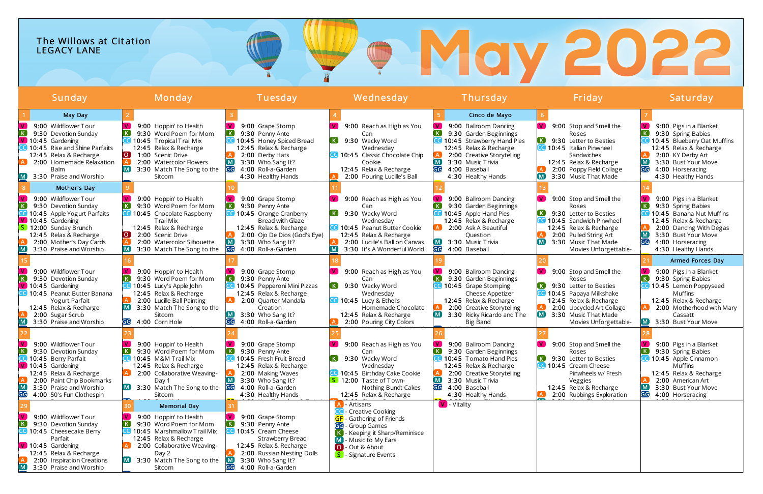The Willows at Citation
LEGACY LANE

# May 2022

| Sunday | Monday | Tuesday | Wednesday | Thursday | Friday | Saturday |
|---|---|---|---|---|---|---|
| **1** May Day<br>V 9:00 Wildflower Tour<br>K 9:30 Devotion Sunday<br>V 10:45 Gardening<br>CC 10:45 Rise and Shine Parfaits<br>12:45 Relax & Recharge<br>A 2:00 Homemade Relaxation Balm<br>M 3:30 Praise and Worship | **2**<br>V 9:00 Hoppin' to Health<br>K 9:30 Word Poem for Mom<br>CC 10:45 Tropical Trail Mix<br>12:45 Relax & Recharge<br>O 1:00 Scenic Drive<br>A 2:00 Watercolor Flowers<br>M 3:30 Match The Song to the Sitcom | **3**<br>V 9:00 Grape Stomp<br>K 9:30 Penny Ante<br>CC 10:45 Honey Spiced Bread<br>12:45 Relax & Recharge<br>A 2:00 Derby Hats<br>M 3:30 Who Sang It?<br>GG 4:00 Roll-a-Garden<br>4:30 Healthy Hands | **4**<br>V 9:00 Reach as High as You Can<br>K 9:30 Wacky Word Wednesday<br>CC 10:45 Classic Chocolate Chip Cookie<br>12:45 Relax & Recharge<br>A 2:00 Pouring Lucille's Ball | **5** Cinco de Mayo<br>V 9:00 Ballroom Dancing<br>K 9:30 Garden Beginnings<br>CC 10:45 Strawberry Hand Pies<br>12:45 Relax & Recharge<br>A 2:00 Creative Storytelling<br>M 3:30 Music Trivia<br>GG 4:00 Baseball<br>4:30 Healthy Hands | **6**<br>V 9:00 Stop and Smell the Roses<br>K 9:30 Letter to Besties<br>CC 10:45 Italian Pinwheel Sandwiches<br>12:45 Relax & Recharge<br>A 2:00 Poppy Field Collage<br>M 3:30 Music That Made | **7**<br>V 9:00 Pigs in a Blanket<br>K 9:30 Spring Babies<br>CC 10:45 Blueberry Oat Muffins<br>12:45 Relax & Recharge<br>A 2:00 KY Derby Art<br>M 3:30 Bust Your Move<br>GG 4:00 Horseracing<br>4:30 Healthy Hands |
| **8** Mother's Day<br>V 9:00 Wildflower Tour<br>K 9:30 Devotion Sunday<br>CC 10:45 Apple Yogurt Parfaits<br>V 10:45 Gardening<br>S 12:00 Sunday Brunch<br>12:45 Relax & Recharge<br>A 2:00 Mother's Day Cards<br>M 3:30 Praise and Worship | **9**<br>V 9:00 Hoppin' to Health<br>K 9:30 Word Poem for Mom<br>CC 10:45 Chocolate Raspberry Trail Mix<br>12:45 Relax & Recharge<br>O 2:00 Scenic Drive<br>A 2:00 Watercolor Silhouette<br>M 3:30 Match The Song to the | **10**<br>V 9:00 Grape Stomp<br>K 9:30 Penny Ante<br>CC 10:45 Orange Cranberry Bread with Glaze<br>12:45 Relax & Recharge<br>A 2:00 Ojo De Dios (God's Eye)<br>M 3:30 Who Sang It?<br>GG 4:00 Roll-a-Garden | **11**<br>V 9:00 Reach as High as You Can<br>K 9:30 Wacky Word Wednesday<br>CC 10:45 Peanut Butter Cookie<br>12:45 Relax & Recharge<br>A 2:00 Lucille's Ball on Canvas<br>M 3:30 It's A Wonderful World | **12**<br>V 9:00 Ballroom Dancing<br>K 9:30 Garden Beginnings<br>CC 10:45 Apple Hand Pies<br>12:45 Relax & Recharge<br>A 2:00 Ask A Beautiful Question<br>M 3:30 Music Trivia<br>GG 4:00 Baseball | **13**<br>V 9:00 Stop and Smell the Roses<br>K 9:30 Letter to Besties<br>CC 10:45 Sandwich Pinwheel<br>12:45 Relax & Recharge<br>A 2:00 Pulled String Art<br>M 3:30 Music That Made Movies Unforgettable- | **14**<br>V 9:00 Pigs in a Blanket<br>K 9:30 Spring Babies<br>CC 10:45 Banana Nut Muffins<br>12:45 Relax & Recharge<br>A 2:00 Dancing With Degas<br>M 3:30 Bust Your Move<br>GG 4:00 Horseracing<br>4:30 Healthy Hands |
| **15**<br>V 9:00 Wildflower Tour<br>K 9:30 Devotion Sunday<br>V 10:45 Gardening<br>CC 10:45 Peanut Butter Banana Yogurt Parfait<br>12:45 Relax & Recharge<br>A 2:00 Sugar Scrub<br>M 3:30 Praise and Worship | **16**<br>V 9:00 Hoppin' to Health<br>K 9:30 Word Poem for Mom<br>CC 10:45 Lucy's Apple John<br>12:45 Relax & Recharge<br>A 2:00 Lucille Ball Painting<br>M 3:30 Match The Song to the Sitcom<br>GG 4:00 Corn Hole | **17**<br>V 9:00 Grape Stomp<br>K 9:30 Penny Ante<br>CC 10:45 Pepperoni Mini Pizzas<br>12:45 Relax & Recharge<br>A 2:00 Quarter Mandala Creation<br>M 3:30 Who Sang It?<br>GG 4:00 Roll-a-Garden | **18**<br>V 9:00 Reach as High as You Can<br>K 9:30 Wacky Word Wednesday<br>CC 10:45 Lucy & Ethel's Homemade Chocolate<br>12:45 Relax & Recharge<br>A 2:00 Pouring City Colors | **19**<br>V 9:00 Ballroom Dancing<br>K 9:30 Garden Beginnings<br>CC 10:45 Grape Stomping Cheese Appetizer<br>12:45 Relax & Recharge<br>A 2:00 Creative Storytelling<br>M 3:30 Ricky Ricardo and The Big Band | **20**<br>V 9:00 Stop and Smell the Roses<br>K 9:30 Letter to Besties<br>CC 10:45 Papaya Milkshake<br>12:45 Relax & Recharge<br>A 2:00 Upcycled Art Collage<br>M 3:30 Music That Made Movies Unforgettable- | **21** Armed Forces Day<br>V 9:00 Pigs in a Blanket<br>K 9:30 Spring Babies<br>CC 10:45 Lemon Poppyseed Muffins<br>12:45 Relax & Recharge<br>A 2:00 Motherhood with Mary Cassatt<br>M 3:30 Bust Your Move |
| **22**<br>V 9:00 Wildflower Tour<br>K 9:30 Devotion Sunday<br>CC 10:45 Berry Parfait<br>V 10:45 Gardening<br>12:45 Relax & Recharge<br>A 2:00 Paint Chip Bookmarks<br>M 3:30 Praise and Worship<br>GG 4:00 50's Fun Clothespin | **23**<br>V 9:00 Hoppin' to Health<br>K 9:30 Word Poem for Mom<br>CC 10:45 M&M Trail Mix<br>12:45 Relax & Recharge<br>A 2:00 Collaborative Weaving-Day 1<br>M 3:30 Match The Song to the Sitcom | **24**<br>V 9:00 Grape Stomp<br>K 9:30 Penny Ante<br>CC 10:45 Fresh Fruit Bread<br>12:45 Relax & Recharge<br>A 2:00 Making Waves<br>M 3:30 Who Sang It?<br>GG 4:00 Roll-a-Garden<br>4:30 Healthy Hands | **25**<br>V 9:00 Reach as High as You Can<br>K 9:30 Wacky Word Wednesday<br>CC 10:45 Birthday Cake Cookie<br>S 12:00 Taste of Town-Nothing Bundt Cakes<br>12:45 Relax & Recharge | **26**<br>V 9:00 Ballroom Dancing<br>K 9:30 Garden Beginnings<br>CC 10:45 Tomato Hand Pies<br>12:45 Relax & Recharge<br>A 2:00 Creative Storytelling<br>M 3:30 Music Trivia<br>GG 4:00 Baseball<br>4:30 Healthy Hands | **27**<br>V 9:00 Stop and Smell the Roses<br>K 9:30 Letter to Besties<br>CC 10:45 Cream Cheese Pinwheels w/ Fresh Veggies<br>12:45 Relax & Recharge<br>A 2:00 Rubbings Exploration | **28**<br>V 9:00 Pigs in a Blanket<br>K 9:30 Spring Babies<br>CC 10:45 Apple Cinnamon Muffins<br>12:45 Relax & Recharge<br>A 2:00 American Art<br>M 3:30 Bust Your Move<br>GG 4:00 Horseracing |
| **29**<br>V 9:00 Wildflower Tour<br>K 9:30 Devotion Sunday<br>CC 10:45 Cheesecake Berry Parfait<br>V 10:45 Gardening<br>12:45 Relax & Recharge<br>A 2:00 Inspiration Creations<br>M 3:30 Praise and Worship | **30** Memorial Day<br>V 9:00 Hoppin' to Health<br>K 9:30 Word Poem for Mom<br>CC 10:45 Marshmallow Trail Mix<br>12:45 Relax & Recharge<br>A 2:00 Collaborative Weaving-Day 2<br>M 3:30 Match The Song to the Sitcom | **31**<br>V 9:00 Grape Stomp<br>K 9:30 Penny Ante<br>CC 10:45 Cream Cheese Strawberry Bread<br>12:45 Relax & Recharge<br>A 2:00 Russian Nesting Dolls<br>M 3:30 Who Sang It?<br>GG 4:00 Roll-a-Garden | A - Artisans<br>CC - Creative Cooking<br>GF - Gathering of Friends<br>GG - Group Games<br>K - Keeping it Sharp/Reminisce<br>M - Music to My Ears<br>O - Out & About<br>S - Signature Events | V - Vitality | | |